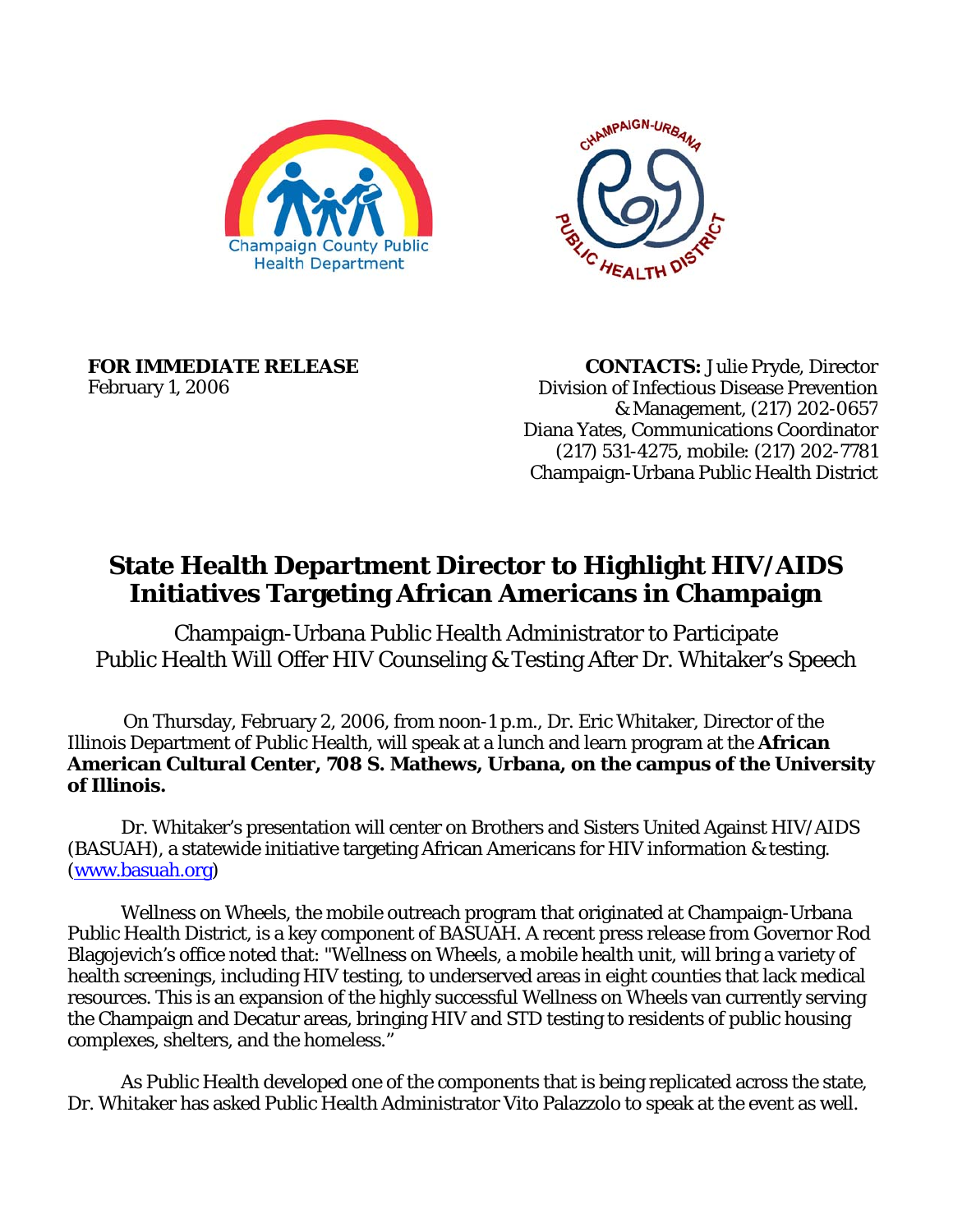Champaign County Public Health Department

CHAMPAIGN-URBANA PUBLIC HEALTH DISTRICT

**FOR IMMEDIATE RELEASE**
February 1, 2006

**CONTACTS:** Julie Pryde, Director
Division of Infectious Disease Prevention
& Management, (217) 202-0657
Diana Yates, Communications Coordinator
(217) 531-4275, mobile: (217) 202-7781
Champaign-Urbana Public Health District

# State Health Department Director to Highlight HIV/AIDS Initiatives Targeting African Americans in Champaign

Champaign-Urbana Public Health Administrator to Participate
Public Health Will Offer HIV Counseling & Testing After Dr. Whitaker's Speech

On Thursday, February 2, 2006, from noon-1 p.m., Dr. Eric Whitaker, Director of the Illinois Department of Public Health, will speak at a lunch and learn program at the **African American Cultural Center, 708 S. Mathews, Urbana, on the campus of the University of Illinois.**

Dr. Whitaker's presentation will center on Brothers and Sisters United Against HIV/AIDS (BASUAH), a statewide initiative targeting African Americans for HIV information & testing. (www.basuah.org)

Wellness on Wheels, the mobile outreach program that originated at Champaign-Urbana Public Health District, is a key component of BASUAH. A recent press release from Governor Rod Blagojevich's office noted that: "Wellness on Wheels, a mobile health unit, will bring a variety of health screenings, including HIV testing, to underserved areas in eight counties that lack medical resources. This is an expansion of the highly successful Wellness on Wheels van currently serving the Champaign and Decatur areas, bringing HIV and STD testing to residents of public housing complexes, shelters, and the homeless."

As Public Health developed one of the components that is being replicated across the state, Dr. Whitaker has asked Public Health Administrator Vito Palazzolo to speak at the event as well.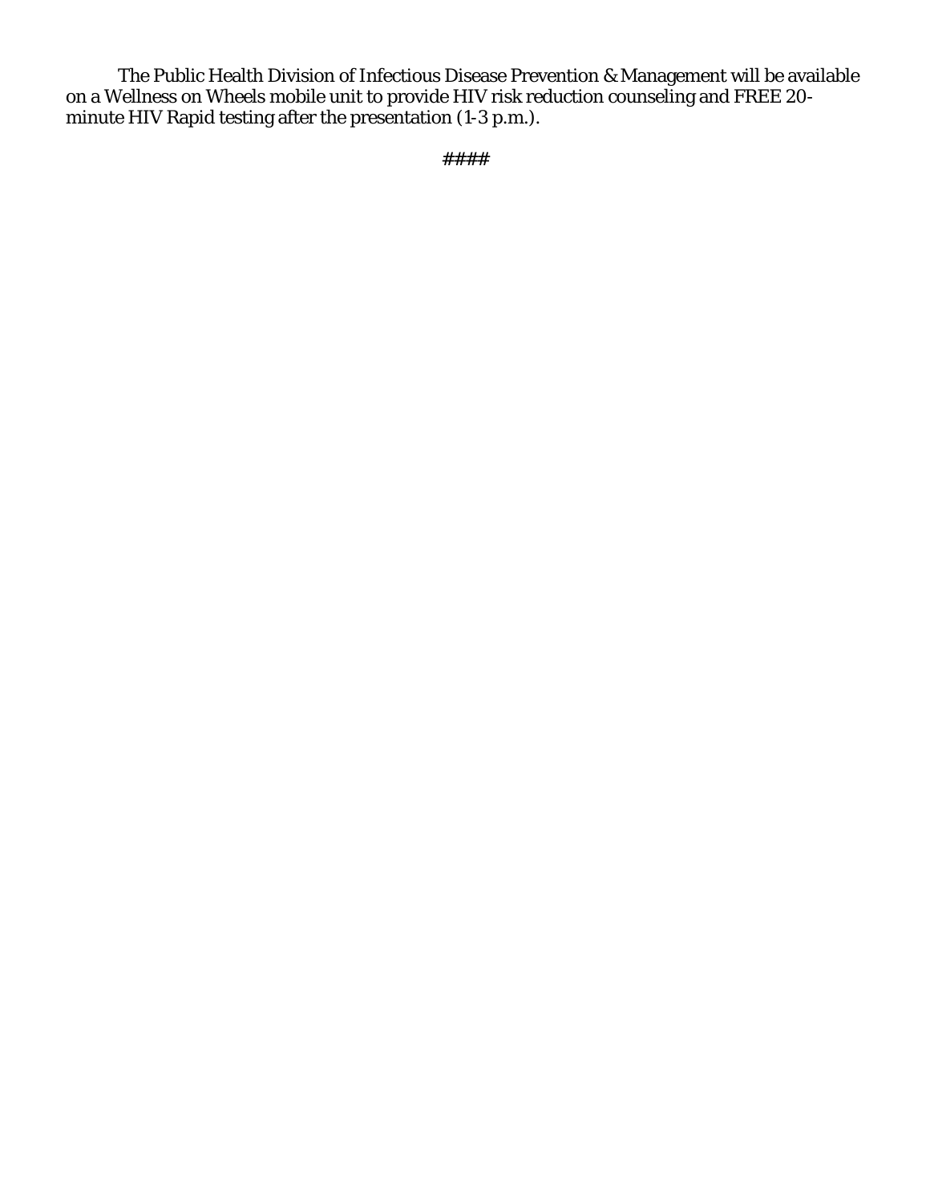The Public Health Division of Infectious Disease Prevention & Management will be available on a Wellness on Wheels mobile unit to provide HIV risk reduction counseling and FREE 20-minute HIV Rapid testing after the presentation (1-3 p.m.).

####